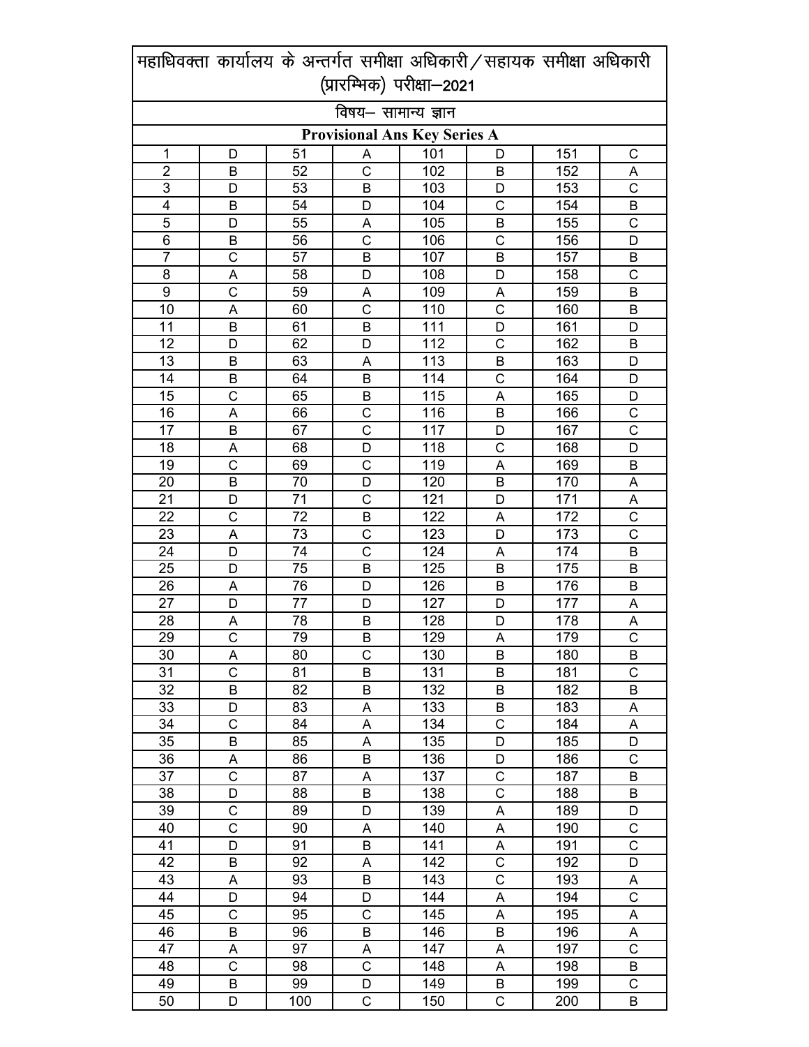# महाधिवक्ता कार्यालय के अन्तर्गत समीक्षा अधिकारी / सहायक समीक्षा अधिकारी (प्रारम्भिक) परीक्षा–2021

## विषय– सामान्य ज्ञान

### Provisional Ans Key Series A

| | | | | | | | |
|---|---|---|---|---|---|---|---|
| 1 | D | 51 | A | 101 | D | 151 | C |
| 2 | B | 52 | C | 102 | B | 152 | A |
| 3 | D | 53 | B | 103 | D | 153 | C |
| 4 | B | 54 | D | 104 | C | 154 | B |
| 5 | D | 55 | A | 105 | B | 155 | C |
| 6 | B | 56 | C | 106 | C | 156 | D |
| 7 | C | 57 | B | 107 | B | 157 | B |
| 8 | A | 58 | D | 108 | D | 158 | C |
| 9 | C | 59 | A | 109 | A | 159 | B |
| 10 | A | 60 | C | 110 | C | 160 | B |
| 11 | B | 61 | B | 111 | D | 161 | D |
| 12 | D | 62 | D | 112 | C | 162 | B |
| 13 | B | 63 | A | 113 | B | 163 | D |
| 14 | B | 64 | B | 114 | C | 164 | D |
| 15 | C | 65 | B | 115 | A | 165 | D |
| 16 | A | 66 | C | 116 | B | 166 | C |
| 17 | B | 67 | C | 117 | D | 167 | C |
| 18 | A | 68 | D | 118 | C | 168 | D |
| 19 | C | 69 | C | 119 | A | 169 | B |
| 20 | B | 70 | D | 120 | B | 170 | A |
| 21 | D | 71 | C | 121 | D | 171 | A |
| 22 | C | 72 | B | 122 | A | 172 | C |
| 23 | A | 73 | C | 123 | D | 173 | C |
| 24 | D | 74 | C | 124 | A | 174 | B |
| 25 | D | 75 | B | 125 | B | 175 | B |
| 26 | A | 76 | D | 126 | B | 176 | B |
| 27 | D | 77 | D | 127 | D | 177 | A |
| 28 | A | 78 | B | 128 | D | 178 | A |
| 29 | C | 79 | B | 129 | A | 179 | C |
| 30 | A | 80 | C | 130 | B | 180 | B |
| 31 | C | 81 | B | 131 | B | 181 | C |
| 32 | B | 82 | B | 132 | B | 182 | B |
| 33 | D | 83 | A | 133 | B | 183 | A |
| 34 | C | 84 | A | 134 | C | 184 | A |
| 35 | B | 85 | A | 135 | D | 185 | D |
| 36 | A | 86 | B | 136 | D | 186 | C |
| 37 | C | 87 | A | 137 | C | 187 | B |
| 38 | D | 88 | B | 138 | C | 188 | B |
| 39 | C | 89 | D | 139 | A | 189 | D |
| 40 | C | 90 | A | 140 | A | 190 | C |
| 41 | D | 91 | B | 141 | A | 191 | C |
| 42 | B | 92 | A | 142 | C | 192 | D |
| 43 | A | 93 | B | 143 | C | 193 | A |
| 44 | D | 94 | D | 144 | A | 194 | C |
| 45 | C | 95 | C | 145 | A | 195 | A |
| 46 | B | 96 | B | 146 | B | 196 | A |
| 47 | A | 97 | A | 147 | A | 197 | C |
| 48 | C | 98 | C | 148 | A | 198 | B |
| 49 | B | 99 | D | 149 | B | 199 | C |
| 50 | D | 100 | C | 150 | C | 200 | B |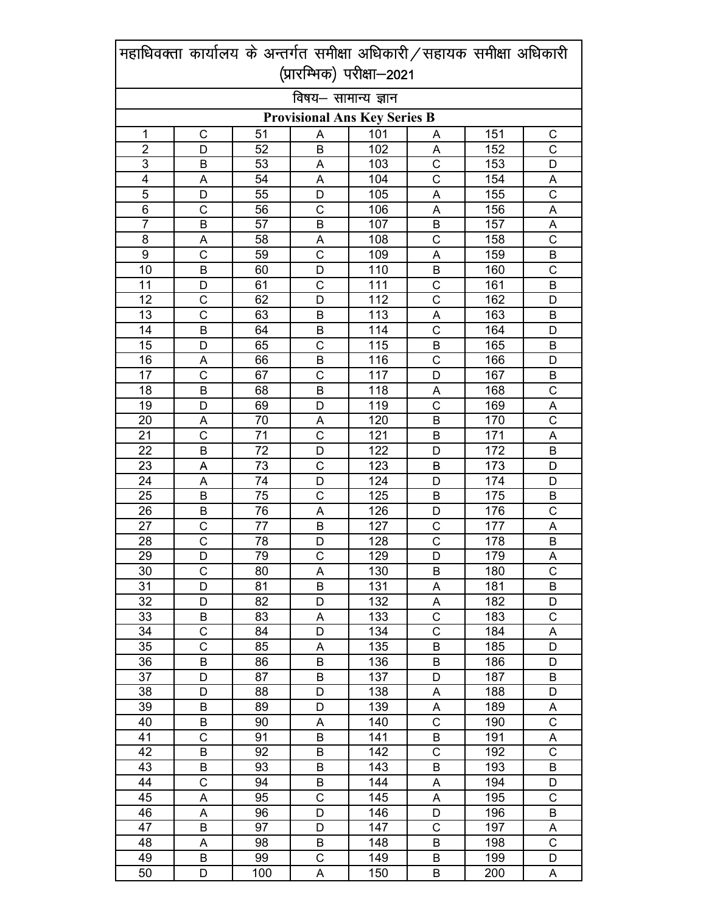# महाधिवक्ता कार्यालय के अन्तर्गत समीक्षा अधिकारी / सहायक समीक्षा अधिकारी (प्रारम्भिक) परीक्षा–2021

## विषय– सामान्य ज्ञान

### Provisional Ans Key Series B

| | | | | | | | |
|---|---|---|---|---|---|---|---|
| 1 | C | 51 | A | 101 | A | 151 | C |
| 2 | D | 52 | B | 102 | A | 152 | C |
| 3 | B | 53 | A | 103 | C | 153 | D |
| 4 | A | 54 | A | 104 | C | 154 | A |
| 5 | D | 55 | D | 105 | A | 155 | C |
| 6 | C | 56 | C | 106 | A | 156 | A |
| 7 | B | 57 | B | 107 | B | 157 | A |
| 8 | A | 58 | A | 108 | C | 158 | C |
| 9 | C | 59 | C | 109 | A | 159 | B |
| 10 | B | 60 | D | 110 | B | 160 | C |
| 11 | D | 61 | C | 111 | C | 161 | B |
| 12 | C | 62 | D | 112 | C | 162 | D |
| 13 | C | 63 | B | 113 | A | 163 | B |
| 14 | B | 64 | B | 114 | C | 164 | D |
| 15 | D | 65 | C | 115 | B | 165 | B |
| 16 | A | 66 | B | 116 | C | 166 | D |
| 17 | C | 67 | C | 117 | D | 167 | B |
| 18 | B | 68 | B | 118 | A | 168 | C |
| 19 | D | 69 | D | 119 | C | 169 | A |
| 20 | A | 70 | A | 120 | B | 170 | C |
| 21 | C | 71 | C | 121 | B | 171 | A |
| 22 | B | 72 | D | 122 | D | 172 | B |
| 23 | A | 73 | C | 123 | B | 173 | D |
| 24 | A | 74 | D | 124 | D | 174 | D |
| 25 | B | 75 | C | 125 | B | 175 | B |
| 26 | B | 76 | A | 126 | D | 176 | C |
| 27 | C | 77 | B | 127 | C | 177 | A |
| 28 | C | 78 | D | 128 | C | 178 | B |
| 29 | D | 79 | C | 129 | D | 179 | A |
| 30 | C | 80 | A | 130 | B | 180 | C |
| 31 | D | 81 | B | 131 | A | 181 | B |
| 32 | D | 82 | D | 132 | A | 182 | D |
| 33 | B | 83 | A | 133 | C | 183 | C |
| 34 | C | 84 | D | 134 | C | 184 | A |
| 35 | C | 85 | A | 135 | B | 185 | D |
| 36 | B | 86 | B | 136 | B | 186 | D |
| 37 | D | 87 | B | 137 | D | 187 | B |
| 38 | D | 88 | D | 138 | A | 188 | D |
| 39 | B | 89 | D | 139 | A | 189 | A |
| 40 | B | 90 | A | 140 | C | 190 | C |
| 41 | C | 91 | B | 141 | B | 191 | A |
| 42 | B | 92 | B | 142 | C | 192 | C |
| 43 | B | 93 | B | 143 | B | 193 | B |
| 44 | C | 94 | B | 144 | A | 194 | D |
| 45 | A | 95 | C | 145 | A | 195 | C |
| 46 | A | 96 | D | 146 | D | 196 | B |
| 47 | B | 97 | D | 147 | C | 197 | A |
| 48 | A | 98 | B | 148 | B | 198 | C |
| 49 | B | 99 | C | 149 | B | 199 | D |
| 50 | D | 100 | A | 150 | B | 200 | A |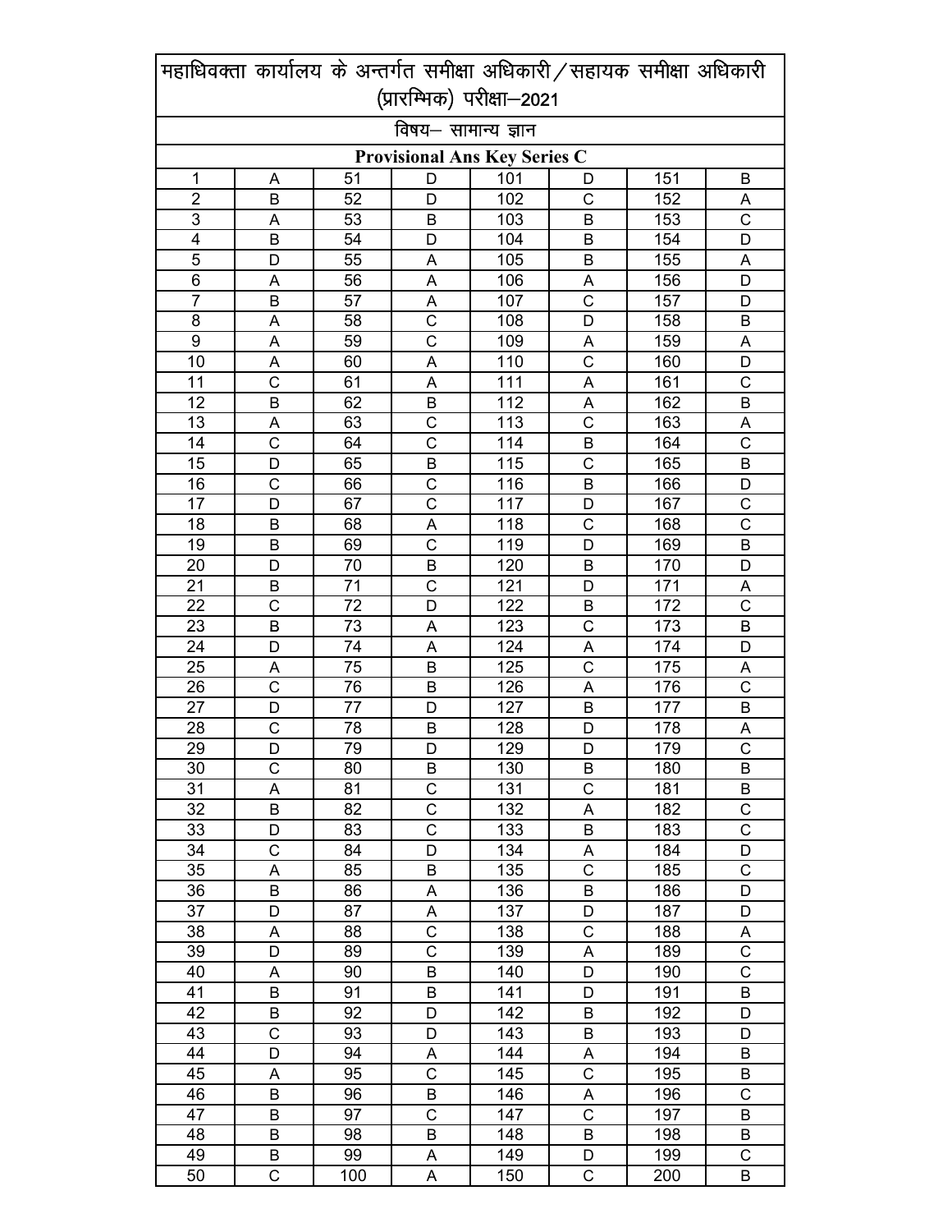# महाधिवक्ता कार्यालय के अन्तर्गत समीक्षा अधिकारी/सहायक समीक्षा अधिकारी (प्रारम्भिक) परीक्षा–2021

## विषय– सामान्य ज्ञान

### Provisional Ans Key Series C

| | | | | | | | |
|---|---|---|---|---|---|---|---|
| 1 | A | 51 | D | 101 | D | 151 | B |
| 2 | B | 52 | D | 102 | C | 152 | A |
| 3 | A | 53 | B | 103 | B | 153 | C |
| 4 | B | 54 | D | 104 | B | 154 | D |
| 5 | D | 55 | A | 105 | B | 155 | A |
| 6 | A | 56 | A | 106 | A | 156 | D |
| 7 | B | 57 | A | 107 | C | 157 | D |
| 8 | A | 58 | C | 108 | D | 158 | B |
| 9 | A | 59 | C | 109 | A | 159 | A |
| 10 | A | 60 | A | 110 | C | 160 | D |
| 11 | C | 61 | A | 111 | A | 161 | C |
| 12 | B | 62 | B | 112 | A | 162 | B |
| 13 | A | 63 | C | 113 | C | 163 | A |
| 14 | C | 64 | C | 114 | B | 164 | C |
| 15 | D | 65 | B | 115 | C | 165 | B |
| 16 | C | 66 | C | 116 | B | 166 | D |
| 17 | D | 67 | C | 117 | D | 167 | C |
| 18 | B | 68 | A | 118 | C | 168 | C |
| 19 | B | 69 | C | 119 | D | 169 | B |
| 20 | D | 70 | B | 120 | B | 170 | D |
| 21 | B | 71 | C | 121 | D | 171 | A |
| 22 | C | 72 | D | 122 | B | 172 | C |
| 23 | B | 73 | A | 123 | C | 173 | B |
| 24 | D | 74 | A | 124 | A | 174 | D |
| 25 | A | 75 | B | 125 | C | 175 | A |
| 26 | C | 76 | B | 126 | A | 176 | C |
| 27 | D | 77 | D | 127 | B | 177 | B |
| 28 | C | 78 | B | 128 | D | 178 | A |
| 29 | D | 79 | D | 129 | D | 179 | C |
| 30 | C | 80 | B | 130 | B | 180 | B |
| 31 | A | 81 | C | 131 | C | 181 | B |
| 32 | B | 82 | C | 132 | A | 182 | C |
| 33 | D | 83 | C | 133 | B | 183 | C |
| 34 | C | 84 | D | 134 | A | 184 | D |
| 35 | A | 85 | B | 135 | C | 185 | C |
| 36 | B | 86 | A | 136 | B | 186 | D |
| 37 | D | 87 | A | 137 | D | 187 | D |
| 38 | A | 88 | C | 138 | C | 188 | A |
| 39 | D | 89 | C | 139 | A | 189 | C |
| 40 | A | 90 | B | 140 | D | 190 | C |
| 41 | B | 91 | B | 141 | D | 191 | B |
| 42 | B | 92 | D | 142 | B | 192 | D |
| 43 | C | 93 | D | 143 | B | 193 | D |
| 44 | D | 94 | A | 144 | A | 194 | B |
| 45 | A | 95 | C | 145 | C | 195 | B |
| 46 | B | 96 | B | 146 | A | 196 | C |
| 47 | B | 97 | C | 147 | C | 197 | B |
| 48 | B | 98 | B | 148 | B | 198 | B |
| 49 | B | 99 | A | 149 | D | 199 | C |
| 50 | C | 100 | A | 150 | C | 200 | B |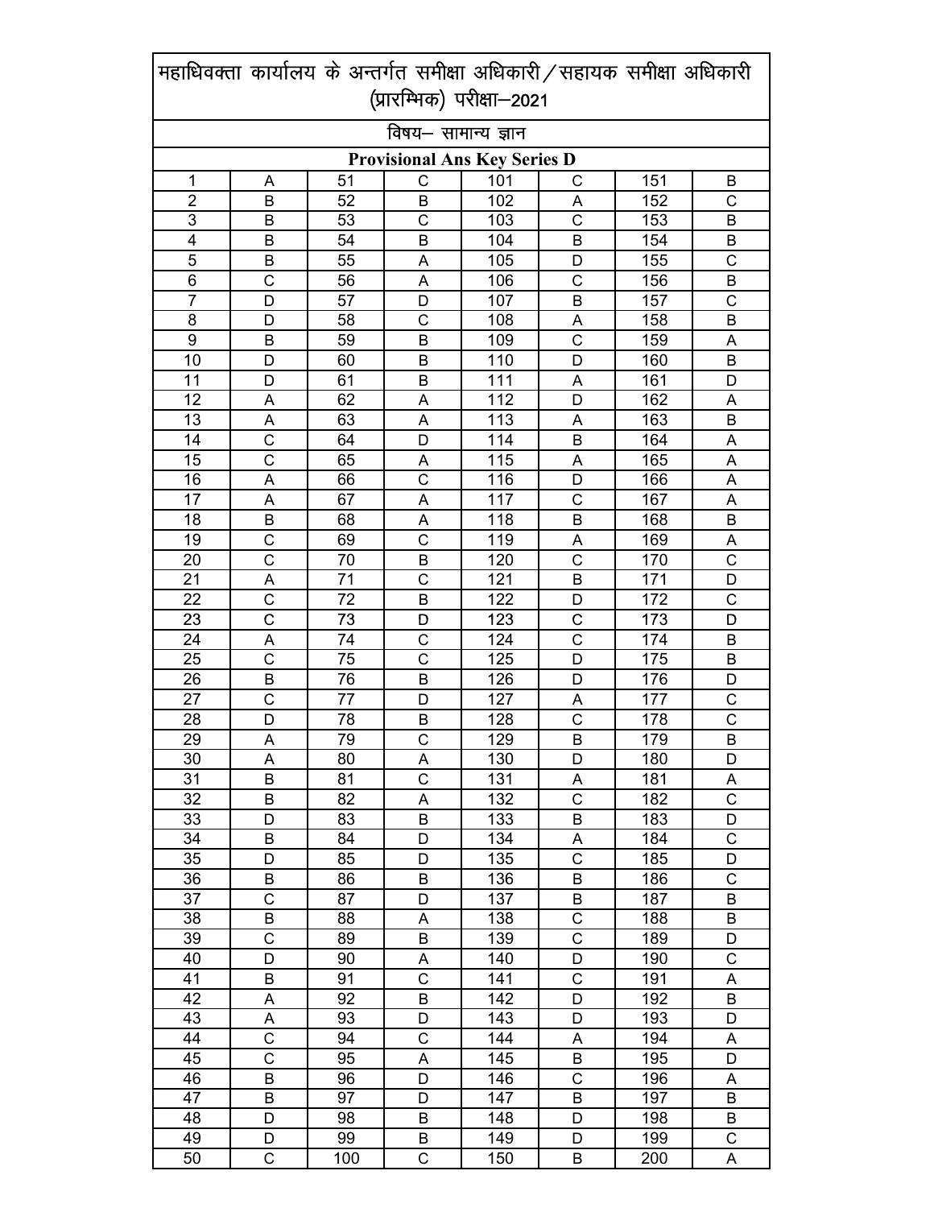# महाधिवक्ता कार्यालय के अन्तर्गत समीक्षा अधिकारी / सहायक समीक्षा अधिकारी (प्रारम्भिक) परीक्षा–2021

## विषय– सामान्य ज्ञान

**Provisional Ans Key Series D**

| | | | | | | | |
|---|---|---|---|---|---|---|---|
| 1 | A | 51 | C | 101 | C | 151 | B |
| 2 | B | 52 | B | 102 | A | 152 | C |
| 3 | B | 53 | C | 103 | C | 153 | B |
| 4 | B | 54 | B | 104 | B | 154 | B |
| 5 | B | 55 | A | 105 | D | 155 | C |
| 6 | C | 56 | A | 106 | C | 156 | B |
| 7 | D | 57 | D | 107 | B | 157 | C |
| 8 | D | 58 | C | 108 | A | 158 | B |
| 9 | B | 59 | B | 109 | C | 159 | A |
| 10 | D | 60 | B | 110 | D | 160 | B |
| 11 | D | 61 | B | 111 | A | 161 | D |
| 12 | A | 62 | A | 112 | D | 162 | A |
| 13 | A | 63 | A | 113 | A | 163 | B |
| 14 | C | 64 | D | 114 | B | 164 | A |
| 15 | C | 65 | A | 115 | A | 165 | A |
| 16 | A | 66 | C | 116 | D | 166 | A |
| 17 | A | 67 | A | 117 | C | 167 | A |
| 18 | B | 68 | A | 118 | B | 168 | B |
| 19 | C | 69 | C | 119 | A | 169 | A |
| 20 | C | 70 | B | 120 | C | 170 | C |
| 21 | A | 71 | C | 121 | B | 171 | D |
| 22 | C | 72 | B | 122 | D | 172 | C |
| 23 | C | 73 | D | 123 | C | 173 | D |
| 24 | A | 74 | C | 124 | C | 174 | B |
| 25 | C | 75 | C | 125 | D | 175 | B |
| 26 | B | 76 | B | 126 | D | 176 | D |
| 27 | C | 77 | D | 127 | A | 177 | C |
| 28 | D | 78 | B | 128 | C | 178 | C |
| 29 | A | 79 | C | 129 | B | 179 | B |
| 30 | A | 80 | A | 130 | D | 180 | D |
| 31 | B | 81 | C | 131 | A | 181 | A |
| 32 | B | 82 | A | 132 | C | 182 | C |
| 33 | D | 83 | B | 133 | B | 183 | D |
| 34 | B | 84 | D | 134 | A | 184 | C |
| 35 | D | 85 | D | 135 | C | 185 | D |
| 36 | B | 86 | B | 136 | B | 186 | C |
| 37 | C | 87 | D | 137 | B | 187 | B |
| 38 | B | 88 | A | 138 | C | 188 | B |
| 39 | C | 89 | B | 139 | C | 189 | D |
| 40 | D | 90 | A | 140 | D | 190 | C |
| 41 | B | 91 | C | 141 | C | 191 | A |
| 42 | A | 92 | B | 142 | D | 192 | B |
| 43 | A | 93 | D | 143 | D | 193 | D |
| 44 | C | 94 | C | 144 | A | 194 | A |
| 45 | C | 95 | A | 145 | B | 195 | D |
| 46 | B | 96 | D | 146 | C | 196 | A |
| 47 | B | 97 | D | 147 | B | 197 | B |
| 48 | D | 98 | B | 148 | D | 198 | B |
| 49 | D | 99 | B | 149 | D | 199 | C |
| 50 | C | 100 | C | 150 | B | 200 | A |